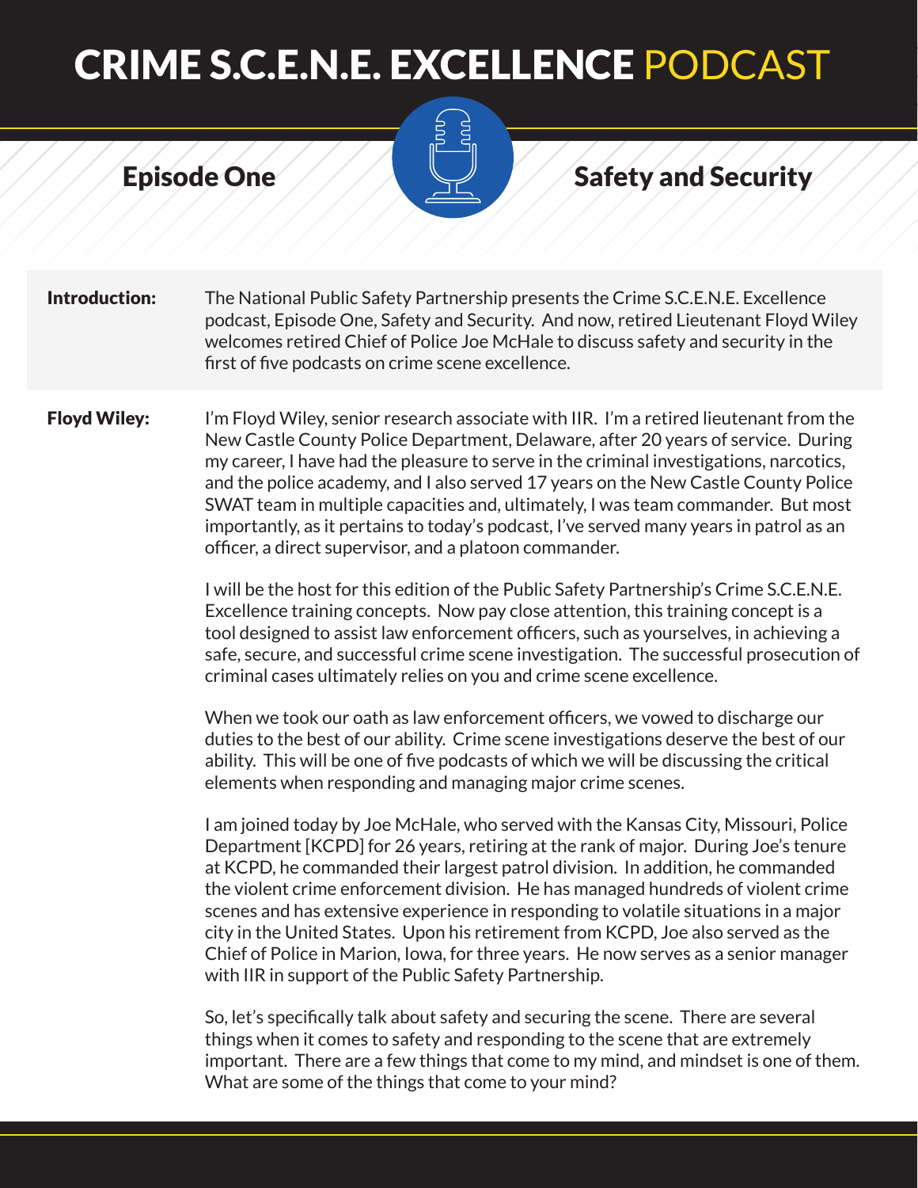# CRIME S.C.E.N.E. EXCELLENCE PODCAST

## Episode One

## Safety and Security

**Introduction:** The National Public Safety Partnership presents the Crime S.C.E.N.E. Excellence podcast, Episode One, Safety and Security. And now, retired Lieutenant Floyd Wiley welcomes retired Chief of Police Joe McHale to discuss safety and security in the first of five podcasts on crime scene excellence.

**Floyd Wiley:** I'm Floyd Wiley, senior research associate with IIR. I'm a retired lieutenant from the New Castle County Police Department, Delaware, after 20 years of service. During my career, I have had the pleasure to serve in the criminal investigations, narcotics, and the police academy, and I also served 17 years on the New Castle County Police SWAT team in multiple capacities and, ultimately, I was team commander. But most importantly, as it pertains to today's podcast, I've served many years in patrol as an officer, a direct supervisor, and a platoon commander.

I will be the host for this edition of the Public Safety Partnership's Crime S.C.E.N.E. Excellence training concepts. Now pay close attention, this training concept is a tool designed to assist law enforcement officers, such as yourselves, in achieving a safe, secure, and successful crime scene investigation. The successful prosecution of criminal cases ultimately relies on you and crime scene excellence.

When we took our oath as law enforcement officers, we vowed to discharge our duties to the best of our ability. Crime scene investigations deserve the best of our ability. This will be one of five podcasts of which we will be discussing the critical elements when responding and managing major crime scenes.

I am joined today by Joe McHale, who served with the Kansas City, Missouri, Police Department [KCPD] for 26 years, retiring at the rank of major. During Joe's tenure at KCPD, he commanded their largest patrol division. In addition, he commanded the violent crime enforcement division. He has managed hundreds of violent crime scenes and has extensive experience in responding to volatile situations in a major city in the United States. Upon his retirement from KCPD, Joe also served as the Chief of Police in Marion, Iowa, for three years. He now serves as a senior manager with IIR in support of the Public Safety Partnership.

So, let's specifically talk about safety and securing the scene. There are several things when it comes to safety and responding to the scene that are extremely important. There are a few things that come to my mind, and mindset is one of them. What are some of the things that come to your mind?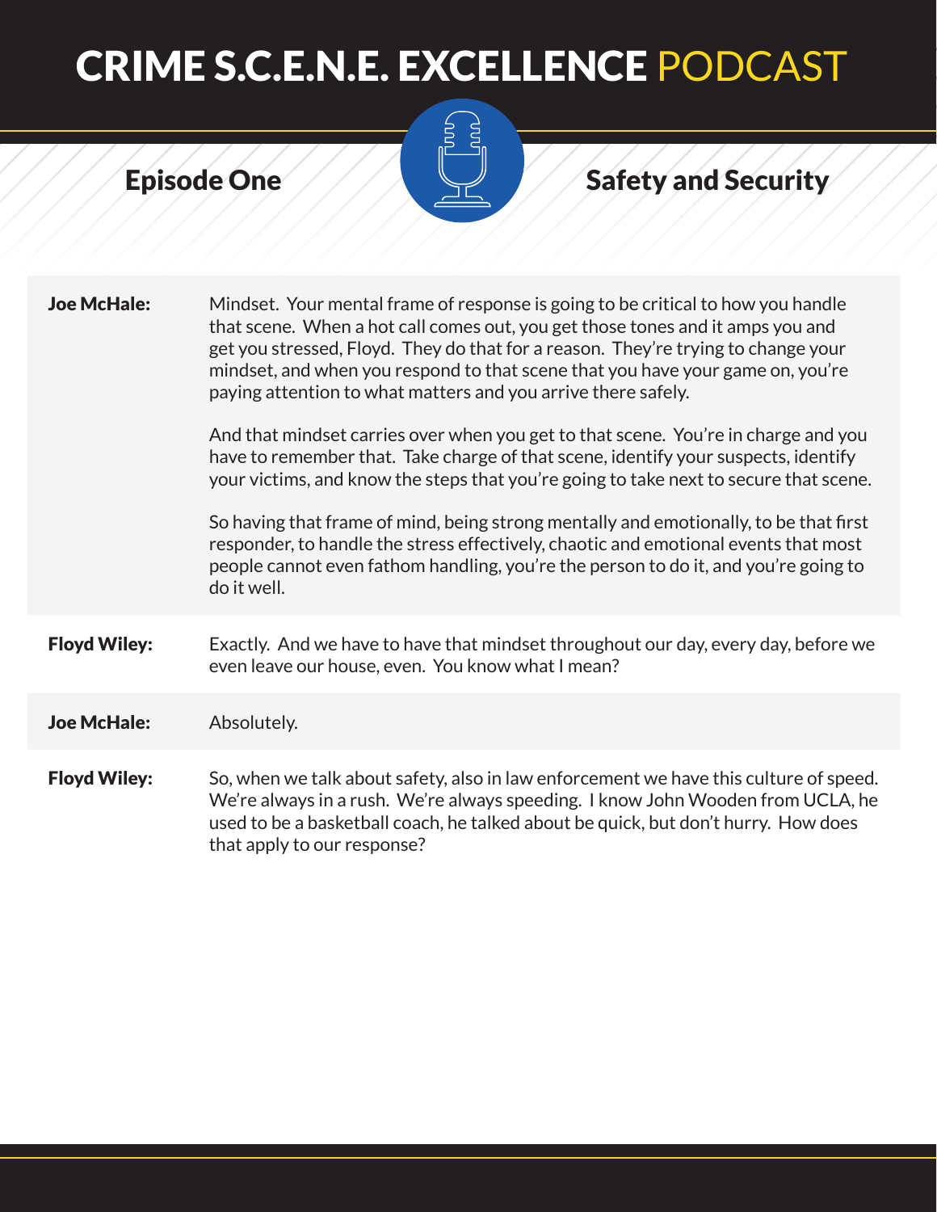**Joe McHale:** Mindset. Your mental frame of response is going to be critical to how you handle that scene. When a hot call comes out, you get those tones and it amps you and get you stressed, Floyd. They do that for a reason. They're trying to change your mindset, and when you respond to that scene that you have your game on, you're paying attention to what matters and you arrive there safely.

And that mindset carries over when you get to that scene. You're in charge and you have to remember that. Take charge of that scene, identify your suspects, identify your victims, and know the steps that you're going to take next to secure that scene.

So having that frame of mind, being strong mentally and emotionally, to be that first responder, to handle the stress effectively, chaotic and emotional events that most people cannot even fathom handling, you're the person to do it, and you're going to do it well.

**Floyd Wiley:** Exactly. And we have to have that mindset throughout our day, every day, before we even leave our house, even. You know what I mean?

**Joe McHale:** Absolutely.

**Floyd Wiley:** So, when we talk about safety, also in law enforcement we have this culture of speed. We're always in a rush. We're always speeding. I know John Wooden from UCLA, he used to be a basketball coach, he talked about be quick, but don't hurry. How does that apply to our response?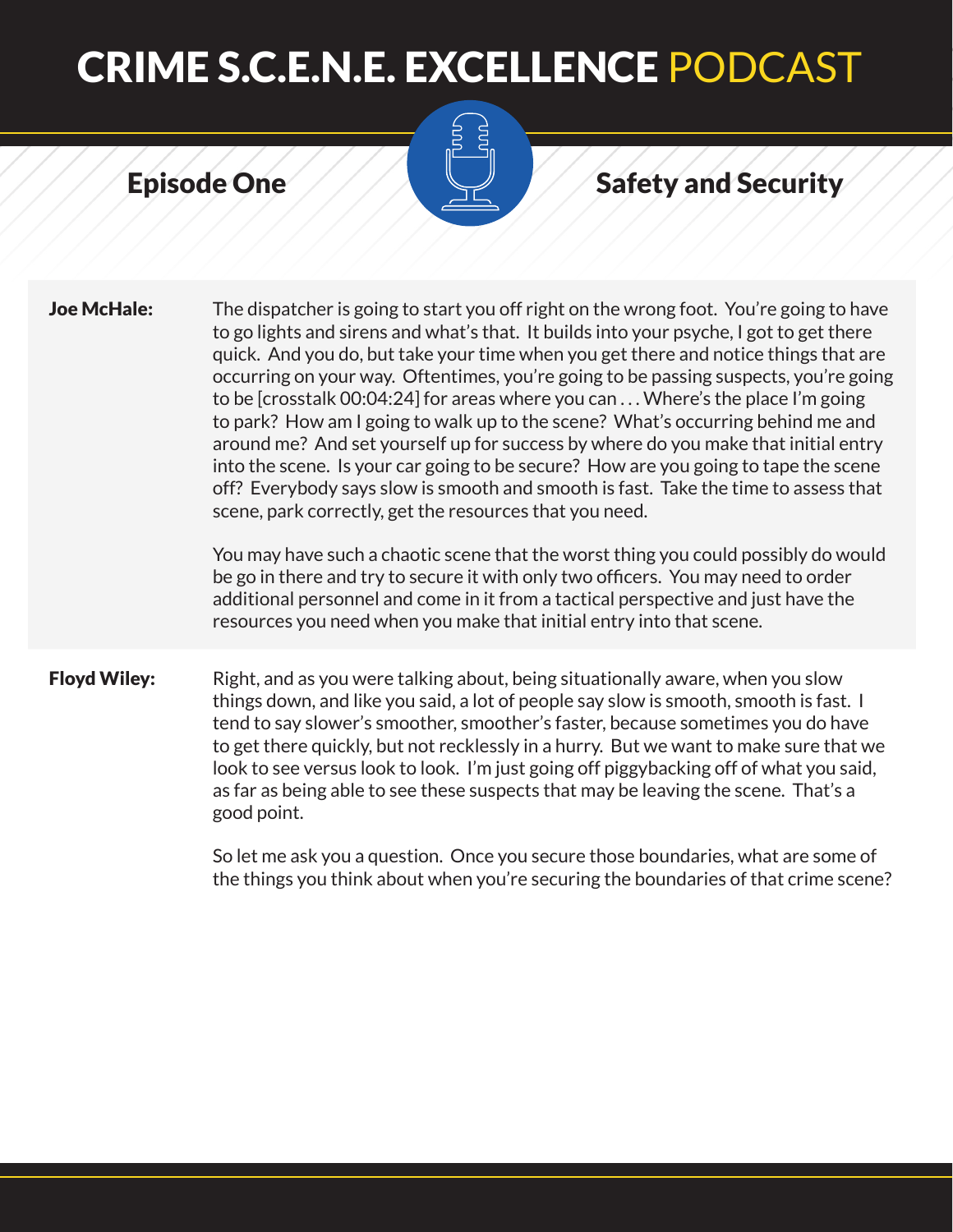**Joe McHale:** The dispatcher is going to start you off right on the wrong foot. You're going to have to go lights and sirens and what's that. It builds into your psyche, I got to get there quick. And you do, but take your time when you get there and notice things that are occurring on your way. Oftentimes, you're going to be passing suspects, you're going to be [crosstalk 00:04:24] for areas where you can . . . Where's the place I'm going to park? How am I going to walk up to the scene? What's occurring behind me and around me? And set yourself up for success by where do you make that initial entry into the scene. Is your car going to be secure? How are you going to tape the scene off? Everybody says slow is smooth and smooth is fast. Take the time to assess that scene, park correctly, get the resources that you need.

You may have such a chaotic scene that the worst thing you could possibly do would be go in there and try to secure it with only two officers. You may need to order additional personnel and come in it from a tactical perspective and just have the resources you need when you make that initial entry into that scene.

**Floyd Wiley:** Right, and as you were talking about, being situationally aware, when you slow things down, and like you said, a lot of people say slow is smooth, smooth is fast. I tend to say slower's smoother, smoother's faster, because sometimes you do have to get there quickly, but not recklessly in a hurry. But we want to make sure that we look to see versus look to look. I'm just going off piggybacking off of what you said, as far as being able to see these suspects that may be leaving the scene. That's a good point.

So let me ask you a question. Once you secure those boundaries, what are some of the things you think about when you're securing the boundaries of that crime scene?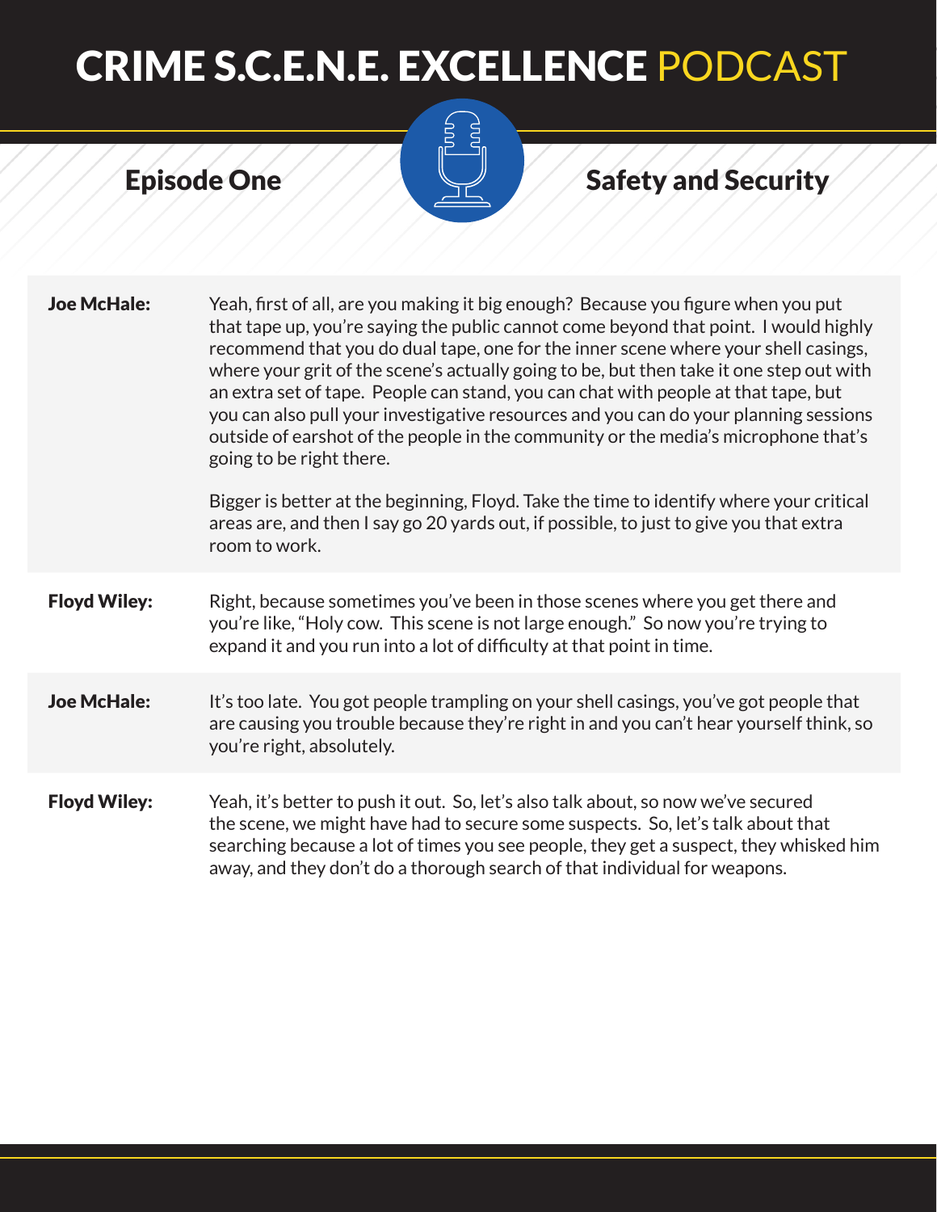**Joe McHale:** Yeah, first of all, are you making it big enough? Because you figure when you put that tape up, you're saying the public cannot come beyond that point. I would highly recommend that you do dual tape, one for the inner scene where your shell casings, where your grit of the scene's actually going to be, but then take it one step out with an extra set of tape. People can stand, you can chat with people at that tape, but you can also pull your investigative resources and you can do your planning sessions outside of earshot of the people in the community or the media's microphone that's going to be right there.

Bigger is better at the beginning, Floyd. Take the time to identify where your critical areas are, and then I say go 20 yards out, if possible, to just to give you that extra room to work.

**Floyd Wiley:** Right, because sometimes you've been in those scenes where you get there and you're like, "Holy cow. This scene is not large enough." So now you're trying to expand it and you run into a lot of difficulty at that point in time.

**Joe McHale:** It's too late. You got people trampling on your shell casings, you've got people that are causing you trouble because they're right in and you can't hear yourself think, so you're right, absolutely.

**Floyd Wiley:** Yeah, it's better to push it out. So, let's also talk about, so now we've secured the scene, we might have had to secure some suspects. So, let's talk about that searching because a lot of times you see people, they get a suspect, they whisked him away, and they don't do a thorough search of that individual for weapons.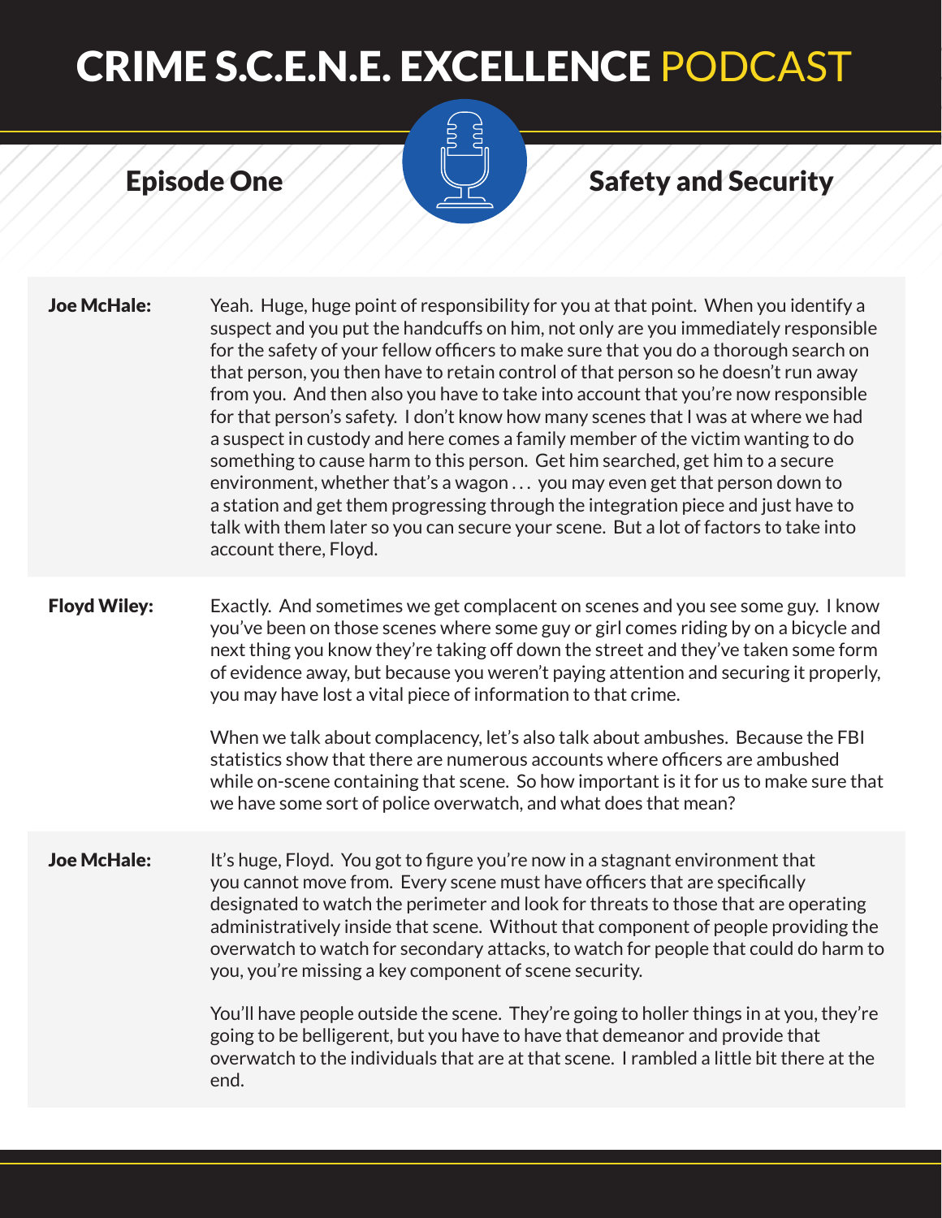**Joe McHale:** Yeah. Huge, huge point of responsibility for you at that point. When you identify a suspect and you put the handcuffs on him, not only are you immediately responsible for the safety of your fellow officers to make sure that you do a thorough search on that person, you then have to retain control of that person so he doesn't run away from you. And then also you have to take into account that you're now responsible for that person's safety. I don't know how many scenes that I was at where we had a suspect in custody and here comes a family member of the victim wanting to do something to cause harm to this person. Get him searched, get him to a secure environment, whether that's a wagon . . . you may even get that person down to a station and get them progressing through the integration piece and just have to talk with them later so you can secure your scene. But a lot of factors to take into account there, Floyd.

**Floyd Wiley:** Exactly. And sometimes we get complacent on scenes and you see some guy. I know you've been on those scenes where some guy or girl comes riding by on a bicycle and next thing you know they're taking off down the street and they've taken some form of evidence away, but because you weren't paying attention and securing it properly, you may have lost a vital piece of information to that crime.

When we talk about complacency, let's also talk about ambushes. Because the FBI statistics show that there are numerous accounts where officers are ambushed while on-scene containing that scene. So how important is it for us to make sure that we have some sort of police overwatch, and what does that mean?

**Joe McHale:** It's huge, Floyd. You got to figure you're now in a stagnant environment that you cannot move from. Every scene must have officers that are specifically designated to watch the perimeter and look for threats to those that are operating administratively inside that scene. Without that component of people providing the overwatch to watch for secondary attacks, to watch for people that could do harm to you, you're missing a key component of scene security.

You'll have people outside the scene. They're going to holler things in at you, they're going to be belligerent, but you have to have that demeanor and provide that overwatch to the individuals that are at that scene. I rambled a little bit there at the end.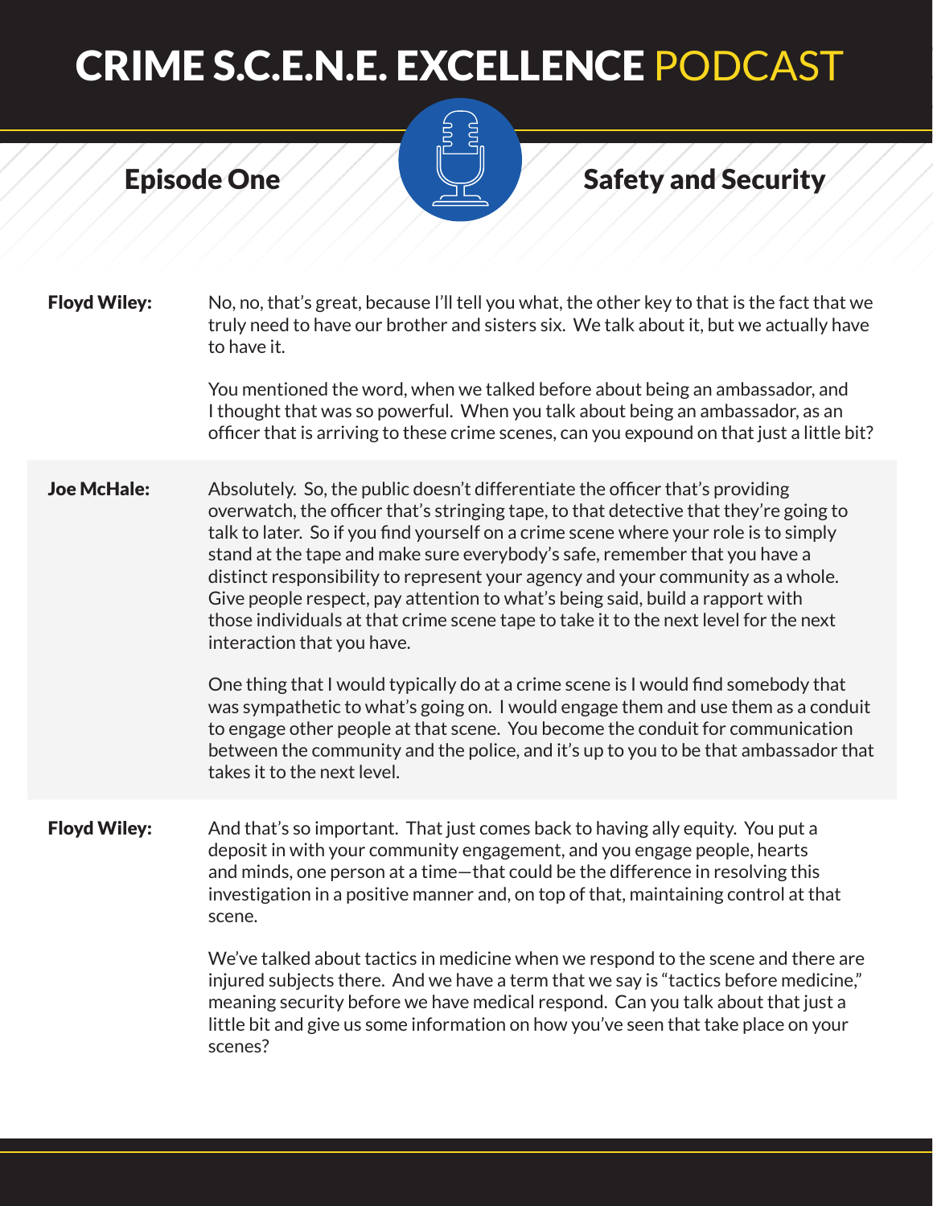**Floyd Wiley:** No, no, that's great, because I'll tell you what, the other key to that is the fact that we truly need to have our brother and sisters six. We talk about it, but we actually have to have it.

You mentioned the word, when we talked before about being an ambassador, and I thought that was so powerful. When you talk about being an ambassador, as an officer that is arriving to these crime scenes, can you expound on that just a little bit?

**Joe McHale:** Absolutely. So, the public doesn't differentiate the officer that's providing overwatch, the officer that's stringing tape, to that detective that they're going to talk to later. So if you find yourself on a crime scene where your role is to simply stand at the tape and make sure everybody's safe, remember that you have a distinct responsibility to represent your agency and your community as a whole. Give people respect, pay attention to what's being said, build a rapport with those individuals at that crime scene tape to take it to the next level for the next interaction that you have.

One thing that I would typically do at a crime scene is I would find somebody that was sympathetic to what's going on. I would engage them and use them as a conduit to engage other people at that scene. You become the conduit for communication between the community and the police, and it's up to you to be that ambassador that takes it to the next level.

**Floyd Wiley:** And that's so important. That just comes back to having ally equity. You put a deposit in with your community engagement, and you engage people, hearts and minds, one person at a time—that could be the difference in resolving this investigation in a positive manner and, on top of that, maintaining control at that scene.

We've talked about tactics in medicine when we respond to the scene and there are injured subjects there. And we have a term that we say is "tactics before medicine," meaning security before we have medical respond. Can you talk about that just a little bit and give us some information on how you've seen that take place on your scenes?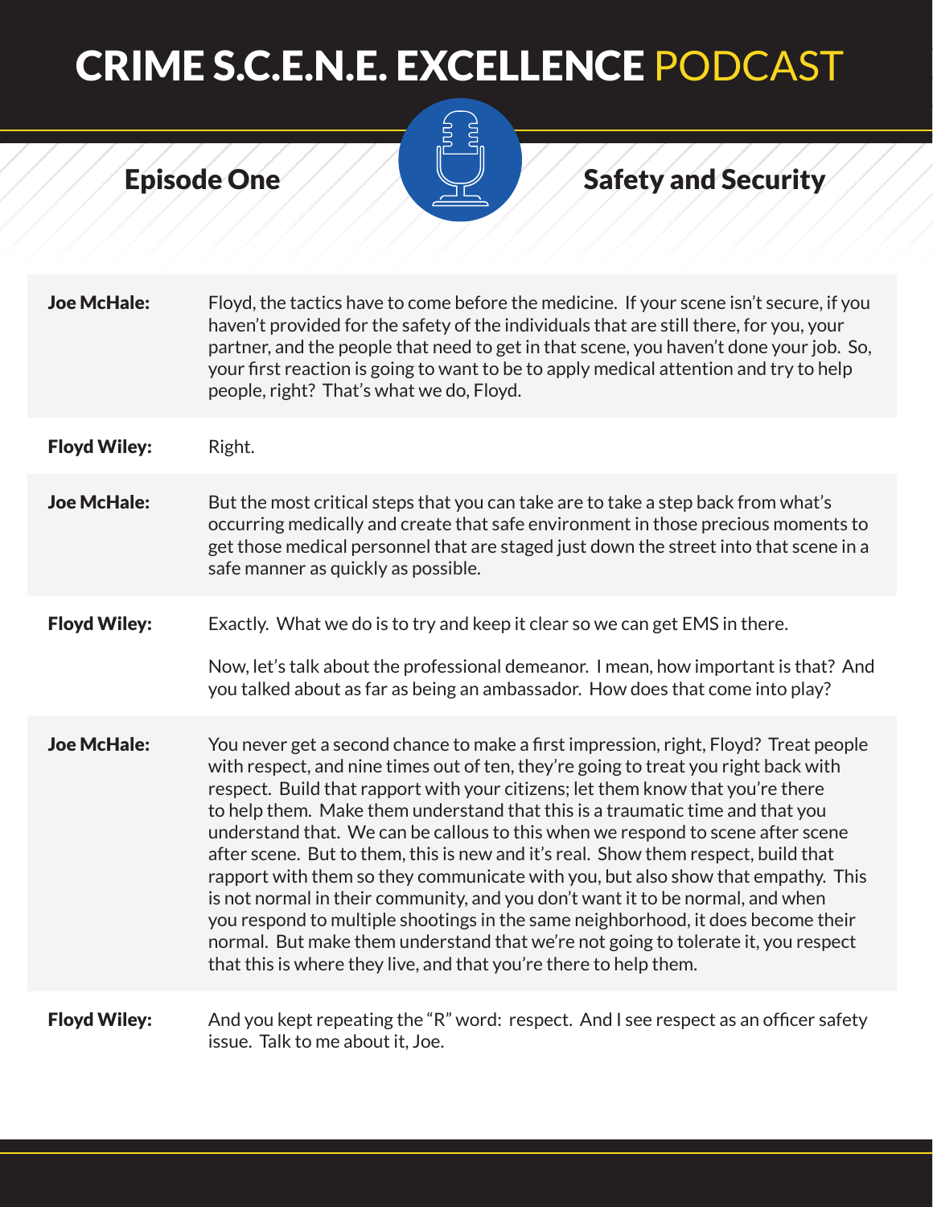# CRIME S.C.E.N.E. EXCELLENCE PODCAST

## Episode One

## Safety and Security

| | |
|---|---|
| **Joe McHale:** | Floyd, the tactics have to come before the medicine. If your scene isn't secure, if you haven't provided for the safety of the individuals that are still there, for you, your partner, and the people that need to get in that scene, you haven't done your job. So, your first reaction is going to want to be to apply medical attention and try to help people, right? That's what we do, Floyd. |
| **Floyd Wiley:** | Right. |
| **Joe McHale:** | But the most critical steps that you can take are to take a step back from what's occurring medically and create that safe environment in those precious moments to get those medical personnel that are staged just down the street into that scene in a safe manner as quickly as possible. |
| **Floyd Wiley:** | Exactly. What we do is to try and keep it clear so we can get EMS in there. Now, let's talk about the professional demeanor. I mean, how important is that? And you talked about as far as being an ambassador. How does that come into play? |
| **Joe McHale:** | You never get a second chance to make a first impression, right, Floyd? Treat people with respect, and nine times out of ten, they're going to treat you right back with respect. Build that rapport with your citizens; let them know that you're there to help them. Make them understand that this is a traumatic time and that you understand that. We can be callous to this when we respond to scene after scene after scene. But to them, this is new and it's real. Show them respect, build that rapport with them so they communicate with you, but also show that empathy. This is not normal in their community, and you don't want it to be normal, and when you respond to multiple shootings in the same neighborhood, it does become their normal. But make them understand that we're not going to tolerate it, you respect that this is where they live, and that you're there to help them. |
| **Floyd Wiley:** | And you kept repeating the "R" word: respect. And I see respect as an officer safety issue. Talk to me about it, Joe. |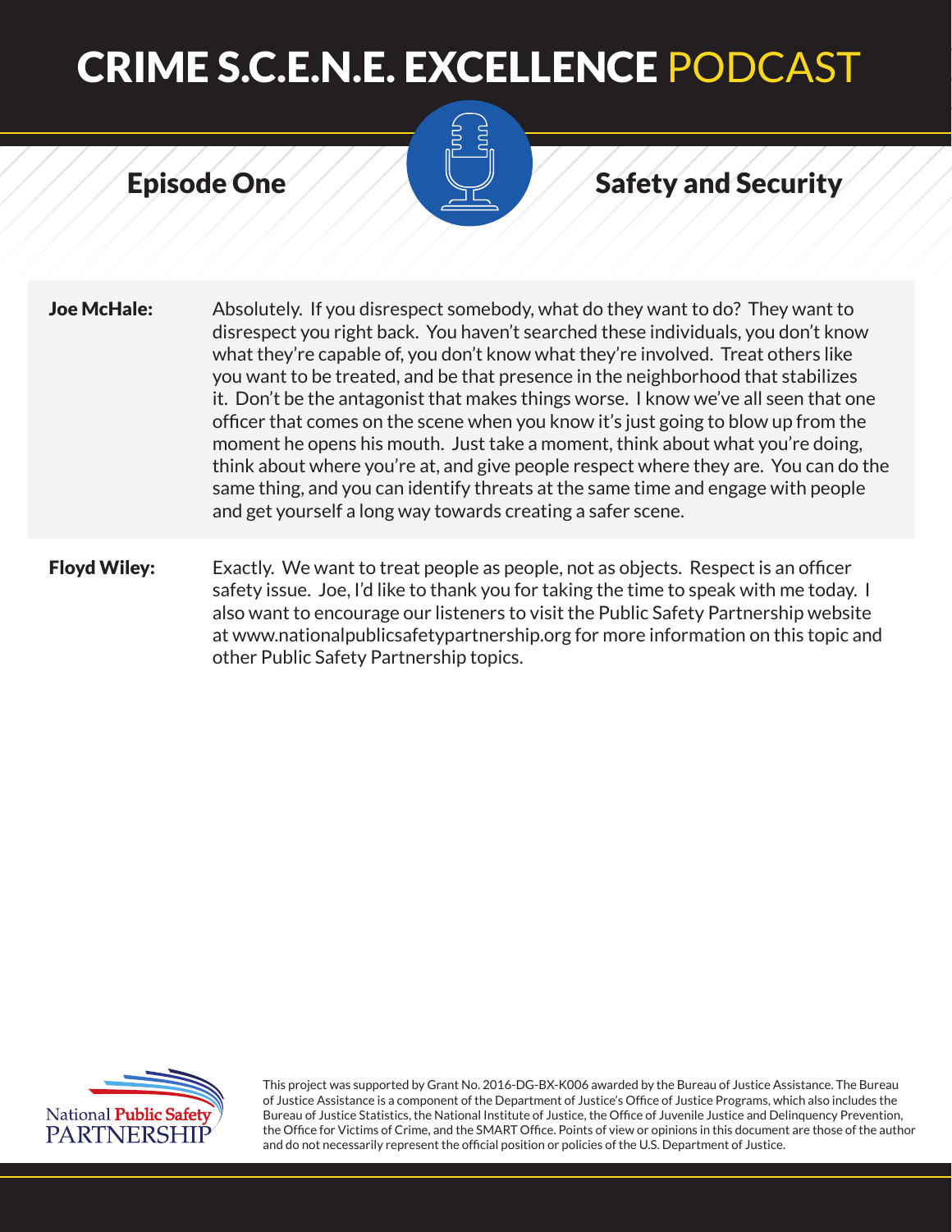**Joe McHale:** Absolutely. If you disrespect somebody, what do they want to do? They want to disrespect you right back. You haven't searched these individuals, you don't know what they're capable of, you don't know what they're involved. Treat others like you want to be treated, and be that presence in the neighborhood that stabilizes it. Don't be the antagonist that makes things worse. I know we've all seen that one officer that comes on the scene when you know it's just going to blow up from the moment he opens his mouth. Just take a moment, think about what you're doing, think about where you're at, and give people respect where they are. You can do the same thing, and you can identify threats at the same time and engage with people and get yourself a long way towards creating a safer scene.

**Floyd Wiley:** Exactly. We want to treat people as people, not as objects. Respect is an officer safety issue. Joe, I'd like to thank you for taking the time to speak with me today. I also want to encourage our listeners to visit the Public Safety Partnership website at www.nationalpublicsafetypartnership.org for more information on this topic and other Public Safety Partnership topics.

National Public Safety PARTNERSHIP

This project was supported by Grant No. 2016-DG-BX-K006 awarded by the Bureau of Justice Assistance. The Bureau of Justice Assistance is a component of the Department of Justice's Office of Justice Programs, which also includes the Bureau of Justice Statistics, the National Institute of Justice, the Office of Juvenile Justice and Delinquency Prevention, the Office for Victims of Crime, and the SMART Office. Points of view or opinions in this document are those of the author and do not necessarily represent the official position or policies of the U.S. Department of Justice.